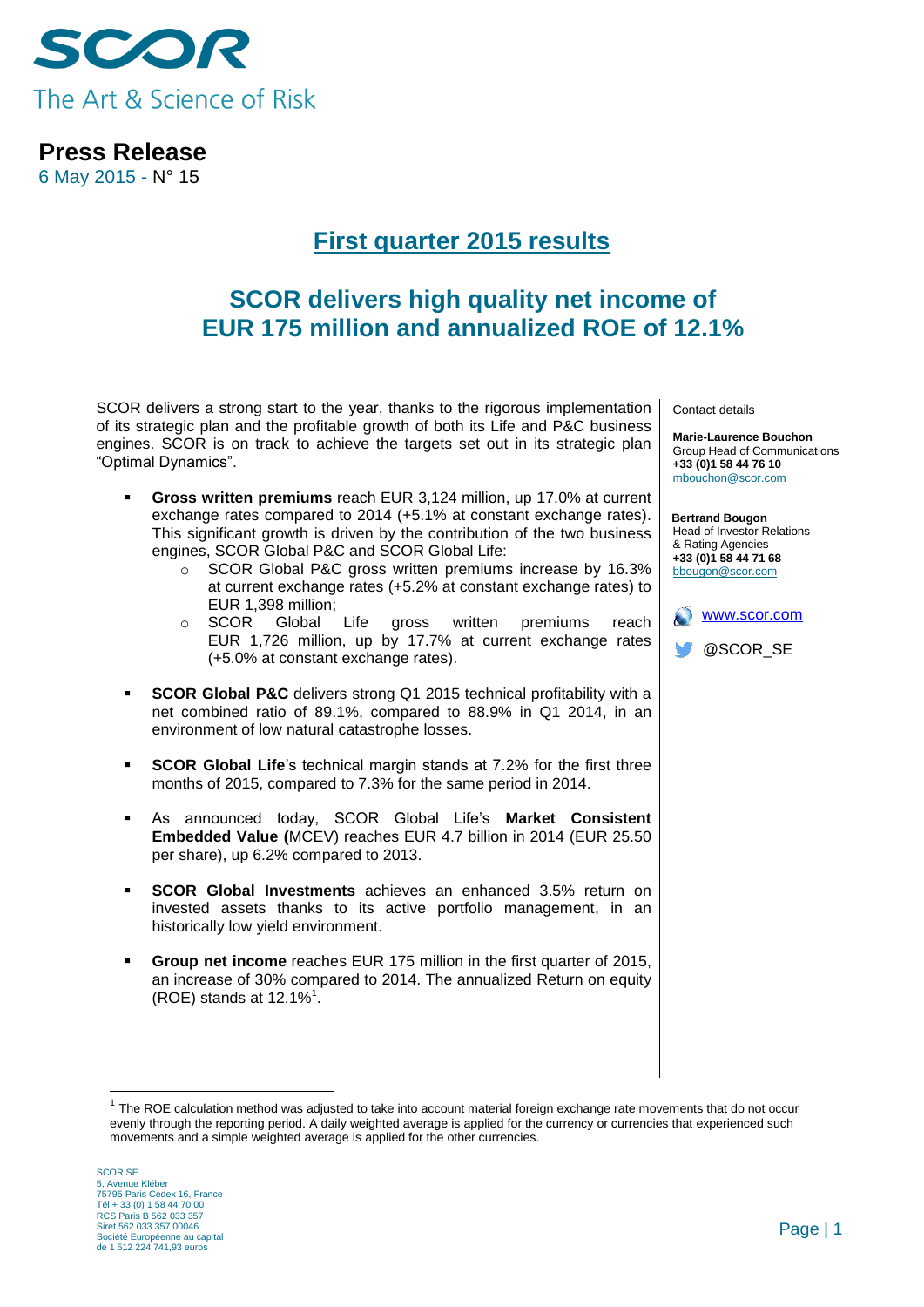SCOR

The Art & Science of Risk

**Press Release**

6 May 2015 - N° 15

# First quarter 2015 results

## SCOR delivers high quality net income of EUR 175 million and annualized ROE of 12.1%

SCOR delivers a strong start to the year, thanks to the rigorous implementation of its strategic plan and the profitable growth of both its Life and P&C business engines. SCOR is on track to achieve the targets set out in its strategic plan "Optimal Dynamics".

- **Gross written premiums** reach EUR 3,124 million, up 17.0% at current exchange rates compared to 2014 (+5.1% at constant exchange rates). This significant growth is driven by the contribution of the two business engines, SCOR Global P&C and SCOR Global Life:
  - SCOR Global P&C gross written premiums increase by 16.3% at current exchange rates (+5.2% at constant exchange rates) to EUR 1,398 million;
  - SCOR Global Life gross written premiums reach EUR 1,726 million, up by 17.7% at current exchange rates (+5.0% at constant exchange rates).
- **SCOR Global P&C** delivers strong Q1 2015 technical profitability with a net combined ratio of 89.1%, compared to 88.9% in Q1 2014, in an environment of low natural catastrophe losses.
- **SCOR Global Life**'s technical margin stands at 7.2% for the first three months of 2015, compared to 7.3% for the same period in 2014.
- As announced today, SCOR Global Life's **Market Consistent Embedded Value (**MCEV) reaches EUR 4.7 billion in 2014 (EUR 25.50 per share), up 6.2% compared to 2013.
- **SCOR Global Investments** achieves an enhanced 3.5% return on invested assets thanks to its active portfolio management, in an historically low yield environment.
- **Group net income** reaches EUR 175 million in the first quarter of 2015, an increase of 30% compared to 2014. The annualized Return on equity (ROE) stands at 12.1%[1].

Contact details

**Marie-Laurence Bouchon**
Group Head of Communications
**+33 (0)1 58 44 76 10**
mbouchon@scor.com

**Bertrand Bougon**
Head of Investor Relations & Rating Agencies
**+33 (0)1 58 44 71 68**
bbougon@scor.com

www.scor.com

@SCOR_SE

[1] The ROE calculation method was adjusted to take into account material foreign exchange rate movements that do not occur evenly through the reporting period. A daily weighted average is applied for the currency or currencies that experienced such movements and a simple weighted average is applied for the other currencies.

SCOR SE
5, Avenue Kléber
75795 Paris Cedex 16, France
Tél + 33 (0) 1 58 44 70 00
RCS Paris B 562 033 357
Siret 562 033 357 00046
Société Européenne au capital de 1 512 224 741,93 euros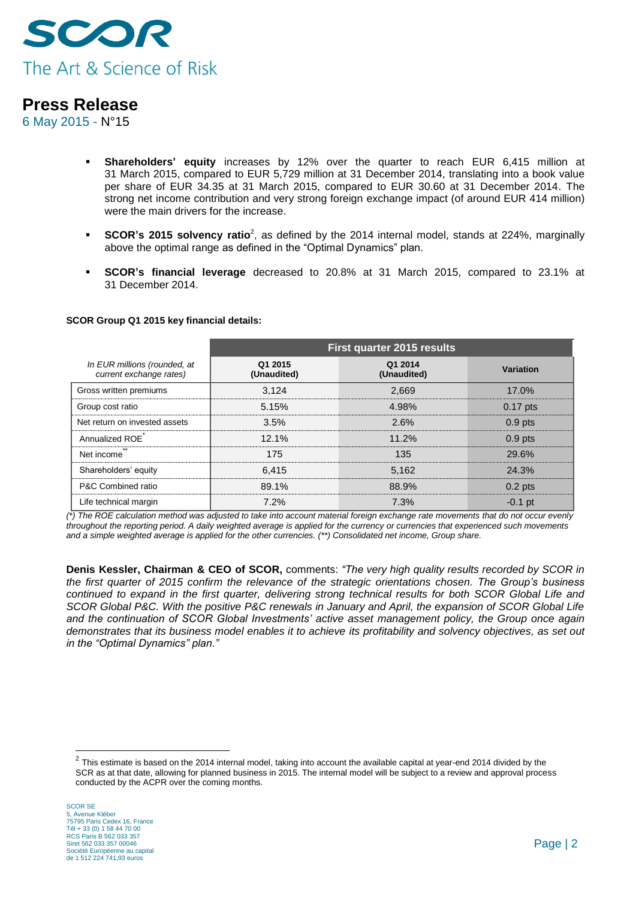- **Shareholders' equity** increases by 12% over the quarter to reach EUR 6,415 million at 31 March 2015, compared to EUR 5,729 million at 31 December 2014, translating into a book value per share of EUR 34.35 at 31 March 2015, compared to EUR 30.60 at 31 December 2014. The strong net income contribution and very strong foreign exchange impact (of around EUR 414 million) were the main drivers for the increase.

- **SCOR's 2015 solvency ratio**[2], as defined by the 2014 internal model, stands at 224%, marginally above the optimal range as defined in the "Optimal Dynamics" plan.

- **SCOR's financial leverage** decreased to 20.8% at 31 March 2015, compared to 23.1% at 31 December 2014.

**SCOR Group Q1 2015 key financial details:**

| *In EUR millions (rounded, at current exchange rates)* | First quarter 2015 results | | |
|---|---|---|---|
| | **Q1 2015 (Unaudited)** | **Q1 2014 (Unaudited)** | **Variation** |
| Gross written premiums | 3,124 | 2,669 | 17.0% |
| Group cost ratio | 5.15% | 4.98% | 0.17 pts |
| Net return on invested assets | 3.5% | 2.6% | 0.9 pts |
| Annualized ROE* | 12.1% | 11.2% | 0.9 pts |
| Net income** | 175 | 135 | 29.6% |
| Shareholders' equity | 6,415 | 5,162 | 24.3% |
| P&C Combined ratio | 89.1% | 88.9% | 0.2 pts |
| Life technical margin | 7.2% | 7.3% | -0.1 pt |

*(\*) The ROE calculation method was adjusted to take into account material foreign exchange rate movements that do not occur evenly throughout the reporting period. A daily weighted average is applied for the currency or currencies that experienced such movements and a simple weighted average is applied for the other currencies. (\*\*) Consolidated net income, Group share.*

**Denis Kessler, Chairman & CEO of SCOR,** comments: *"The very high quality results recorded by SCOR in the first quarter of 2015 confirm the relevance of the strategic orientations chosen. The Group's business continued to expand in the first quarter, delivering strong technical results for both SCOR Global Life and SCOR Global P&C. With the positive P&C renewals in January and April, the expansion of SCOR Global Life and the continuation of SCOR Global Investments' active asset management policy, the Group once again demonstrates that its business model enables it to achieve its profitability and solvency objectives, as set out in the "Optimal Dynamics" plan."*

[2] This estimate is based on the 2014 internal model, taking into account the available capital at year-end 2014 divided by the SCR as at that date, allowing for planned business in 2015. The internal model will be subject to a review and approval process conducted by the ACPR over the coming months.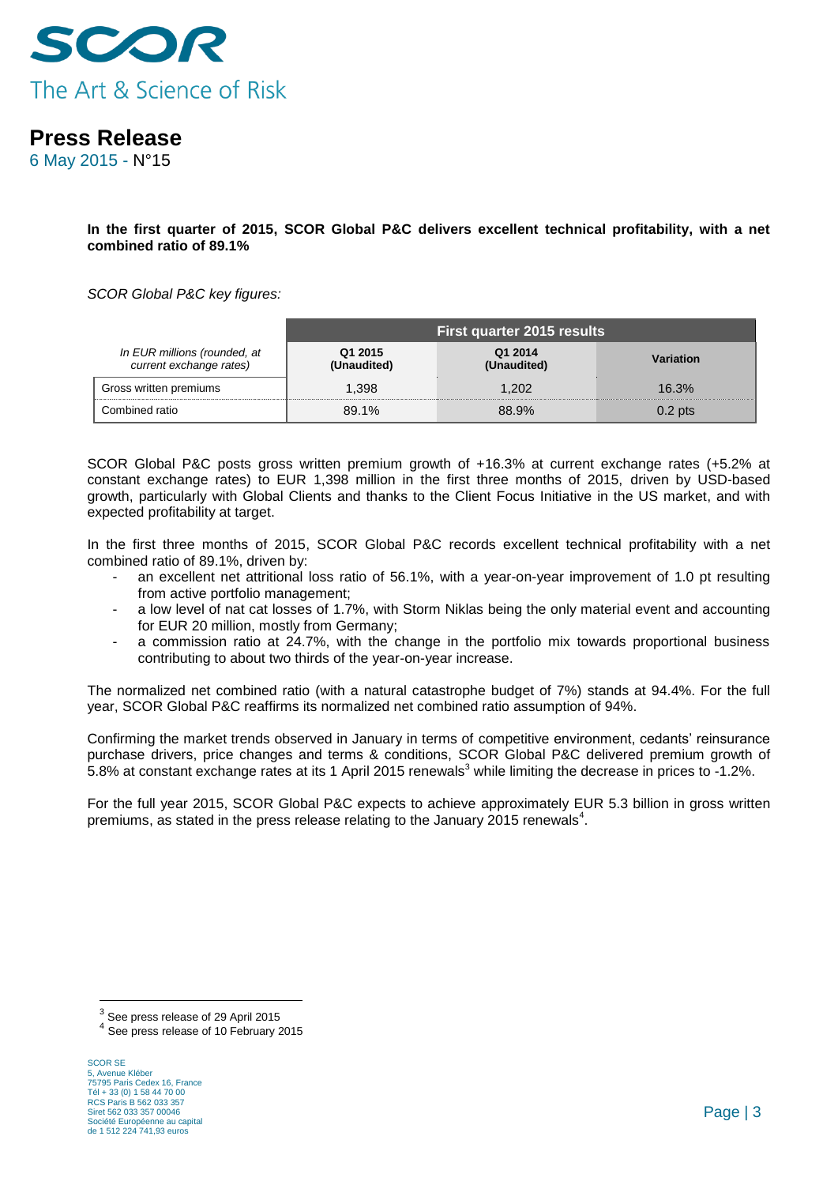**In the first quarter of 2015, SCOR Global P&C delivers excellent technical profitability, with a net combined ratio of 89.1%**

*SCOR Global P&C key figures:*

| *In EUR millions (rounded, at current exchange rates)* | First quarter 2015 results | | |
|---|---|---|---|
| | **Q1 2015 (Unaudited)** | **Q1 2014 (Unaudited)** | **Variation** |
| Gross written premiums | 1,398 | 1,202 | 16.3% |
| Combined ratio | 89.1% | 88.9% | 0.2 pts |

SCOR Global P&C posts gross written premium growth of +16.3% at current exchange rates (+5.2% at constant exchange rates) to EUR 1,398 million in the first three months of 2015, driven by USD-based growth, particularly with Global Clients and thanks to the Client Focus Initiative in the US market, and with expected profitability at target.

In the first three months of 2015, SCOR Global P&C records excellent technical profitability with a net combined ratio of 89.1%, driven by:

- an excellent net attritional loss ratio of 56.1%, with a year-on-year improvement of 1.0 pt resulting from active portfolio management;
- a low level of nat cat losses of 1.7%, with Storm Niklas being the only material event and accounting for EUR 20 million, mostly from Germany;
- a commission ratio at 24.7%, with the change in the portfolio mix towards proportional business contributing to about two thirds of the year-on-year increase.

The normalized net combined ratio (with a natural catastrophe budget of 7%) stands at 94.4%. For the full year, SCOR Global P&C reaffirms its normalized net combined ratio assumption of 94%.

Confirming the market trends observed in January in terms of competitive environment, cedants' reinsurance purchase drivers, price changes and terms & conditions, SCOR Global P&C delivered premium growth of 5.8% at constant exchange rates at its 1 April 2015 renewals[3] while limiting the decrease in prices to -1.2%.

For the full year 2015, SCOR Global P&C expects to achieve approximately EUR 5.3 billion in gross written premiums, as stated in the press release relating to the January 2015 renewals[4].

[3] See press release of 29 April 2015

[4] See press release of 10 February 2015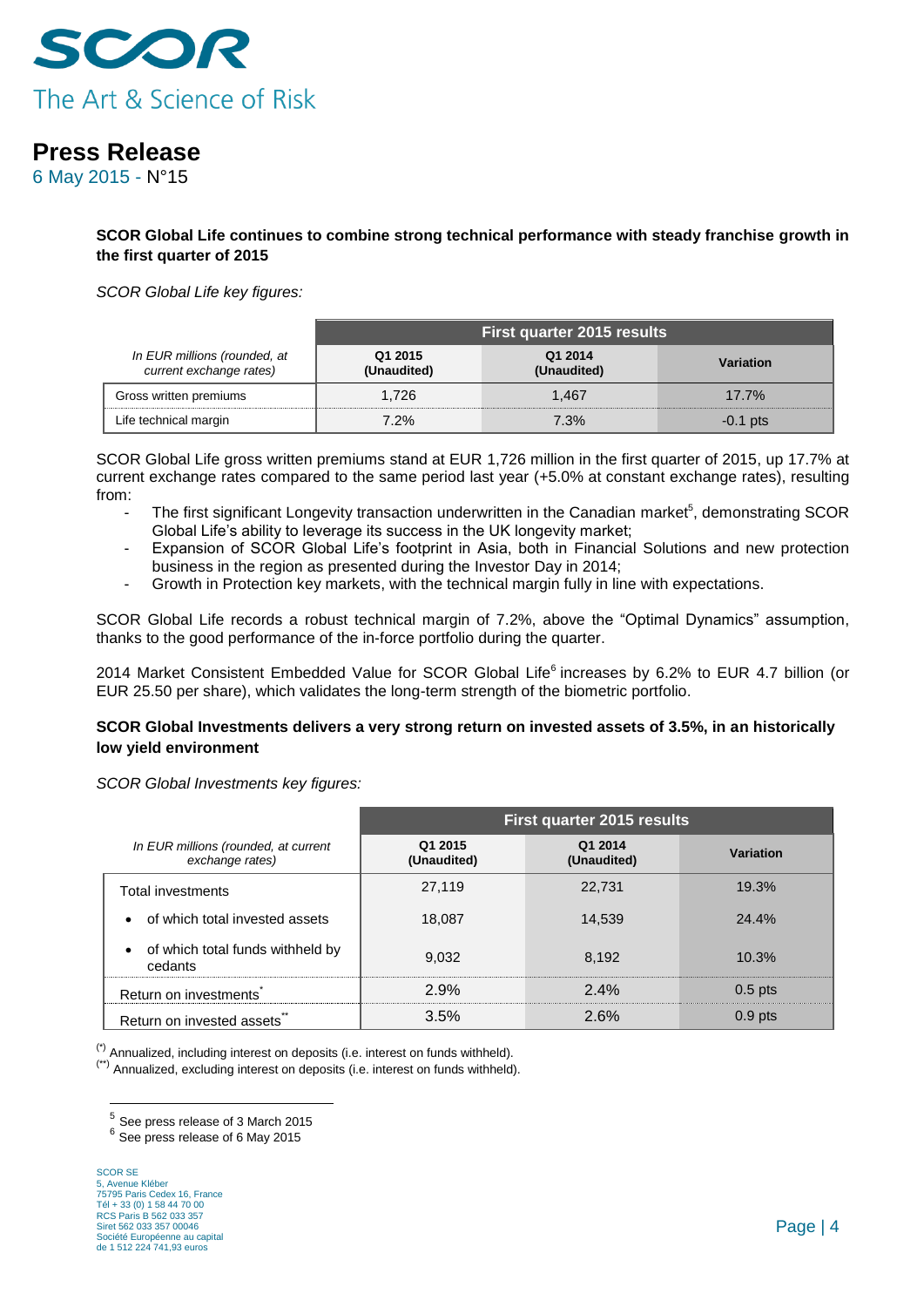**SCOR Global Life continues to combine strong technical performance with steady franchise growth in the first quarter of 2015**

*SCOR Global Life key figures:*

| *In EUR millions (rounded, at current exchange rates)* | First quarter 2015 results | | |
|---|---|---|---|
| | Q1 2015 (Unaudited) | Q1 2014 (Unaudited) | Variation |
| Gross written premiums | 1,726 | 1,467 | 17.7% |
| Life technical margin | 7.2% | 7.3% | -0.1 pts |

SCOR Global Life gross written premiums stand at EUR 1,726 million in the first quarter of 2015, up 17.7% at current exchange rates compared to the same period last year (+5.0% at constant exchange rates), resulting from:

- The first significant Longevity transaction underwritten in the Canadian market[5], demonstrating SCOR Global Life's ability to leverage its success in the UK longevity market;
- Expansion of SCOR Global Life's footprint in Asia, both in Financial Solutions and new protection business in the region as presented during the Investor Day in 2014;
- Growth in Protection key markets, with the technical margin fully in line with expectations.

SCOR Global Life records a robust technical margin of 7.2%, above the "Optimal Dynamics" assumption, thanks to the good performance of the in-force portfolio during the quarter.

2014 Market Consistent Embedded Value for SCOR Global Life[6] increases by 6.2% to EUR 4.7 billion (or EUR 25.50 per share), which validates the long-term strength of the biometric portfolio.

**SCOR Global Investments delivers a very strong return on invested assets of 3.5%, in an historically low yield environment**

*SCOR Global Investments key figures:*

| *In EUR millions (rounded, at current exchange rates)* | First quarter 2015 results | | |
|---|---|---|---|
| | Q1 2015 (Unaudited) | Q1 2014 (Unaudited) | Variation |
| Total investments | 27,119 | 22,731 | 19.3% |
| • of which total invested assets | 18,087 | 14,539 | 24.4% |
| • of which total funds withheld by cedants | 9,032 | 8,192 | 10.3% |
| Return on investments[*] | 2.9% | 2.4% | 0.5 pts |
| Return on invested assets[**] | 3.5% | 2.6% | 0.9 pts |

(*) Annualized, including interest on deposits (i.e. interest on funds withheld).
(**) Annualized, excluding interest on deposits (i.e. interest on funds withheld).

[5] See press release of 3 March 2015
[6] See press release of 6 May 2015

SCOR SE
5, Avenue Kléber
75795 Paris Cedex 16, France
Tél + 33 (0) 1 58 44 70 00
RCS Paris B 562 033 357
Siret 562 033 357 00046
Société Européenne au capital de 1 512 224 741,93 euros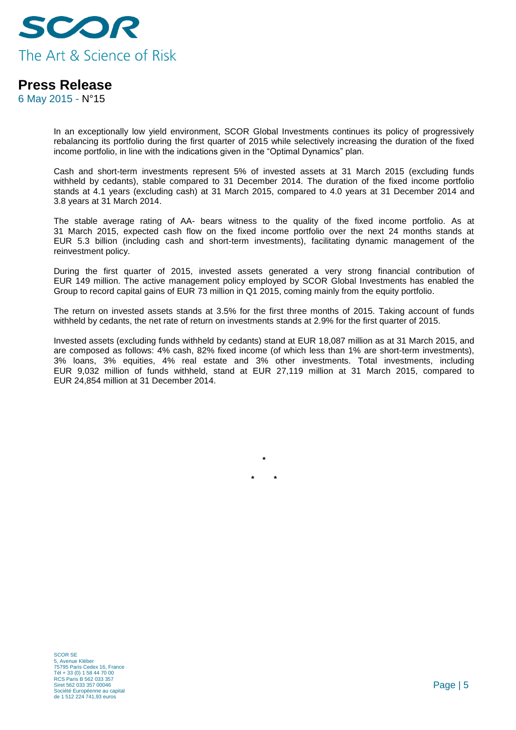In an exceptionally low yield environment, SCOR Global Investments continues its policy of progressively rebalancing its portfolio during the first quarter of 2015 while selectively increasing the duration of the fixed income portfolio, in line with the indications given in the "Optimal Dynamics" plan.

Cash and short-term investments represent 5% of invested assets at 31 March 2015 (excluding funds withheld by cedants), stable compared to 31 December 2014. The duration of the fixed income portfolio stands at 4.1 years (excluding cash) at 31 March 2015, compared to 4.0 years at 31 December 2014 and 3.8 years at 31 March 2014.

The stable average rating of AA- bears witness to the quality of the fixed income portfolio. As at 31 March 2015, expected cash flow on the fixed income portfolio over the next 24 months stands at EUR 5.3 billion (including cash and short-term investments), facilitating dynamic management of the reinvestment policy.

During the first quarter of 2015, invested assets generated a very strong financial contribution of EUR 149 million. The active management policy employed by SCOR Global Investments has enabled the Group to record capital gains of EUR 73 million in Q1 2015, coming mainly from the equity portfolio.

The return on invested assets stands at 3.5% for the first three months of 2015. Taking account of funds withheld by cedants, the net rate of return on investments stands at 2.9% for the first quarter of 2015.

Invested assets (excluding funds withheld by cedants) stand at EUR 18,087 million as at 31 March 2015, and are composed as follows: 4% cash, 82% fixed income (of which less than 1% are short-term investments), 3% loans, 3% equities, 4% real estate and 3% other investments. Total investments, including EUR 9,032 million of funds withheld, stand at EUR 27,119 million at 31 March 2015, compared to EUR 24,854 million at 31 December 2014.

*

\* *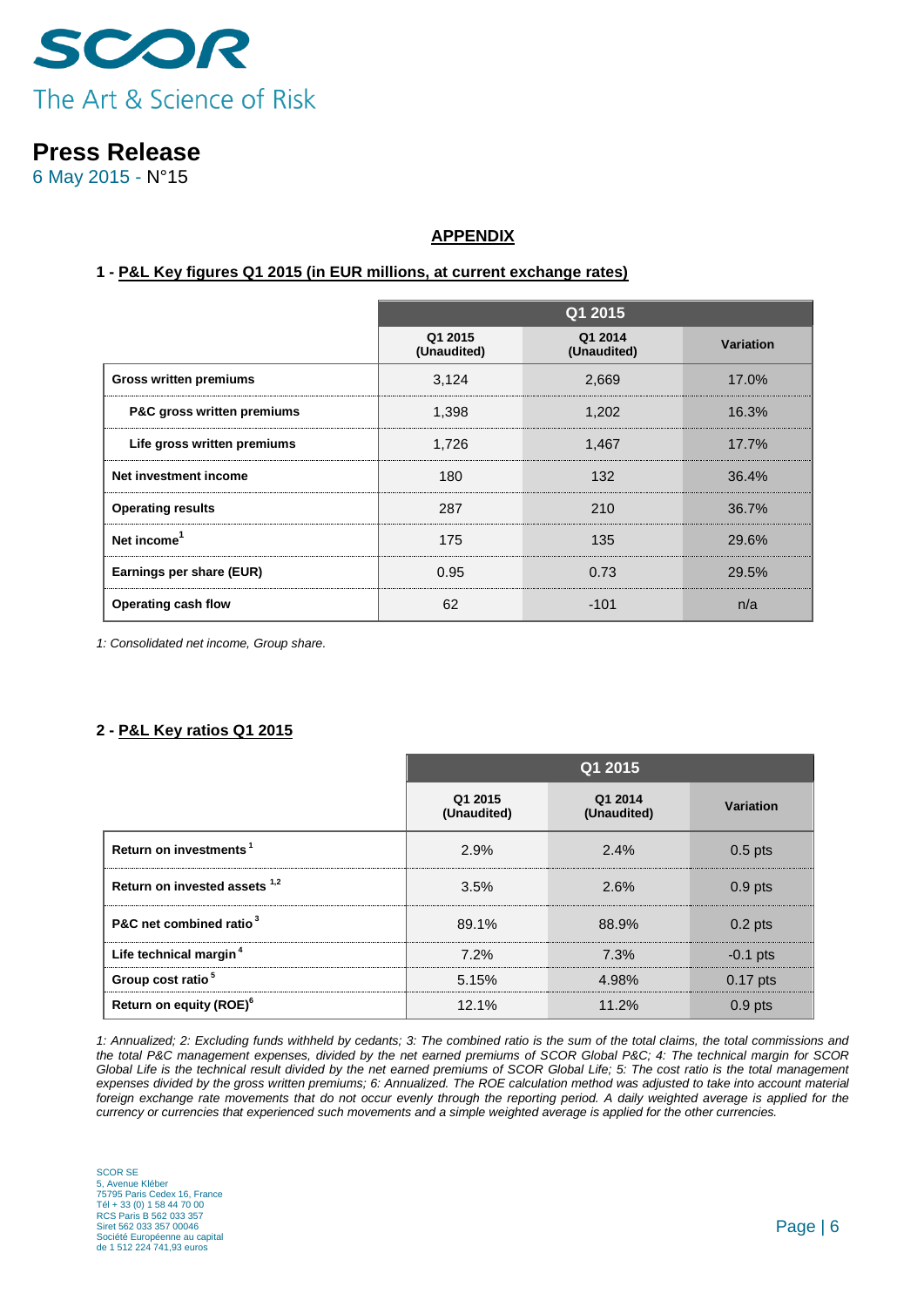# Press Release

6 May 2015 - N°15

## APPENDIX

### 1 - P&L Key figures Q1 2015 (in EUR millions, at current exchange rates)

| | Q1 2015 | | |
|---|---|---|---|
| | Q1 2015 (Unaudited) | Q1 2014 (Unaudited) | Variation |
| **Gross written premiums** | 3,124 | 2,669 | 17.0% |
| **P&C gross written premiums** | 1,398 | 1,202 | 16.3% |
| **Life gross written premiums** | 1,726 | 1,467 | 17.7% |
| **Net investment income** | 180 | 132 | 36.4% |
| **Operating results** | 287 | 210 | 36.7% |
| **Net income[1]** | 175 | 135 | 29.6% |
| **Earnings per share (EUR)** | 0.95 | 0.73 | 29.5% |
| **Operating cash flow** | 62 | -101 | n/a |

*1: Consolidated net income, Group share.*

### 2 - P&L Key ratios Q1 2015

| | Q1 2015 | | |
|---|---|---|---|
| | Q1 2015 (Unaudited) | Q1 2014 (Unaudited) | Variation |
| **Return on investments[1]** | 2.9% | 2.4% | 0.5 pts |
| **Return on invested assets[1,2]** | 3.5% | 2.6% | 0.9 pts |
| **P&C net combined ratio[3]** | 89.1% | 88.9% | 0.2 pts |
| **Life technical margin[4]** | 7.2% | 7.3% | -0.1 pts |
| **Group cost ratio[5]** | 5.15% | 4.98% | 0.17 pts |
| **Return on equity (ROE)[6]** | 12.1% | 11.2% | 0.9 pts |

*1: Annualized; 2: Excluding funds withheld by cedants; 3: The combined ratio is the sum of the total claims, the total commissions and the total P&C management expenses, divided by the net earned premiums of SCOR Global P&C; 4: The technical margin for SCOR Global Life is the technical result divided by the net earned premiums of SCOR Global Life; 5: The cost ratio is the total management expenses divided by the gross written premiums; 6: Annualized. The ROE calculation method was adjusted to take into account material foreign exchange rate movements that do not occur evenly through the reporting period. A daily weighted average is applied for the currency or currencies that experienced such movements and a simple weighted average is applied for the other currencies.*

SCOR SE
5, Avenue Kléber
75795 Paris Cedex 16, France
Tél + 33 (0) 1 58 44 70 00
RCS Paris B 562 033 357
Siret 562 033 357 00046
Société Européenne au capital
de 1 512 224 741,93 euros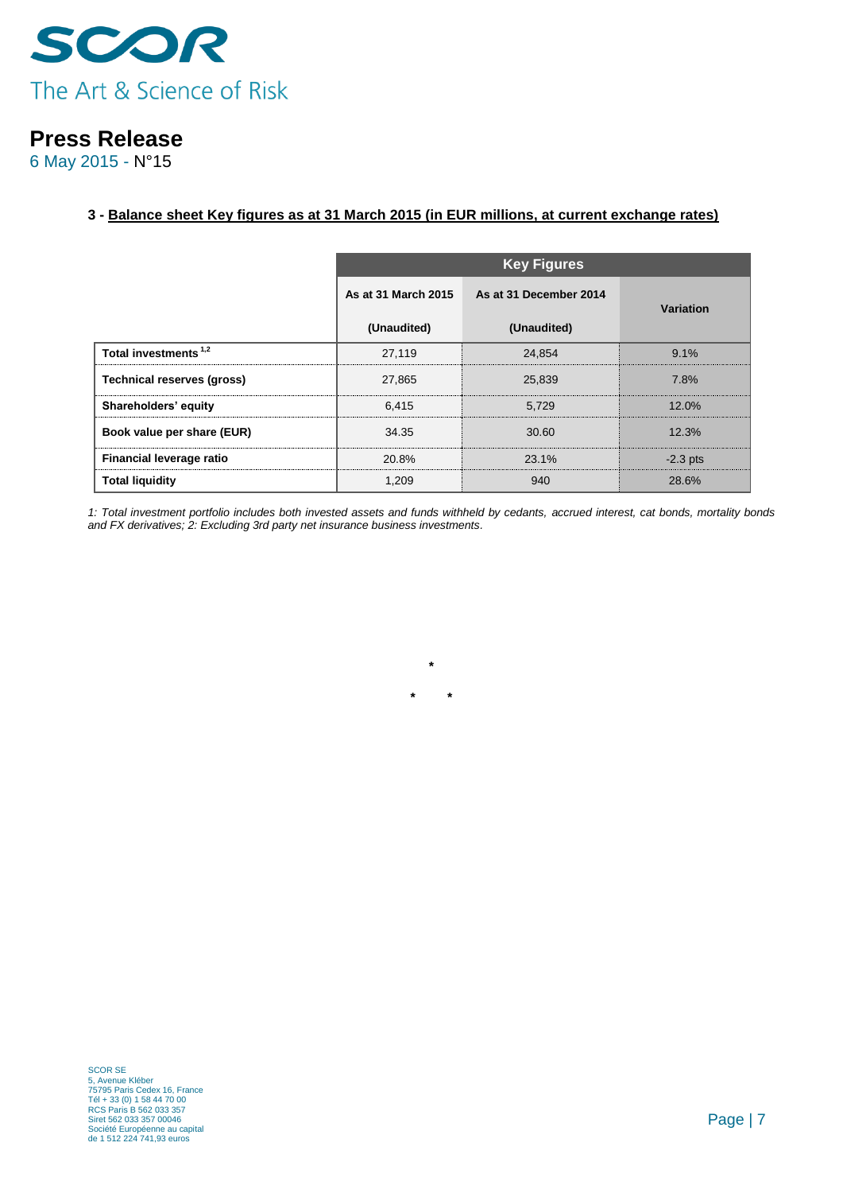**3 - Balance sheet Key figures as at 31 March 2015 (in EUR millions, at current exchange rates)**

| | Key Figures | | |
|---|---|---|---|
| | As at 31 March 2015 (Unaudited) | As at 31 December 2014 (Unaudited) | Variation |
| **Total investments** [1,2] | 27,119 | 24,854 | 9.1% |
| **Technical reserves (gross)** | 27,865 | 25,839 | 7.8% |
| **Shareholders' equity** | 6,415 | 5,729 | 12.0% |
| **Book value per share (EUR)** | 34.35 | 30.60 | 12.3% |
| **Financial leverage ratio** | 20.8% | 23.1% | -2.3 pts |
| **Total liquidity** | 1,209 | 940 | 28.6% |

*1: Total investment portfolio includes both invested assets and funds withheld by cedants, accrued interest, cat bonds, mortality bonds and FX derivatives; 2: Excluding 3rd party net insurance business investments.*

*

\*     *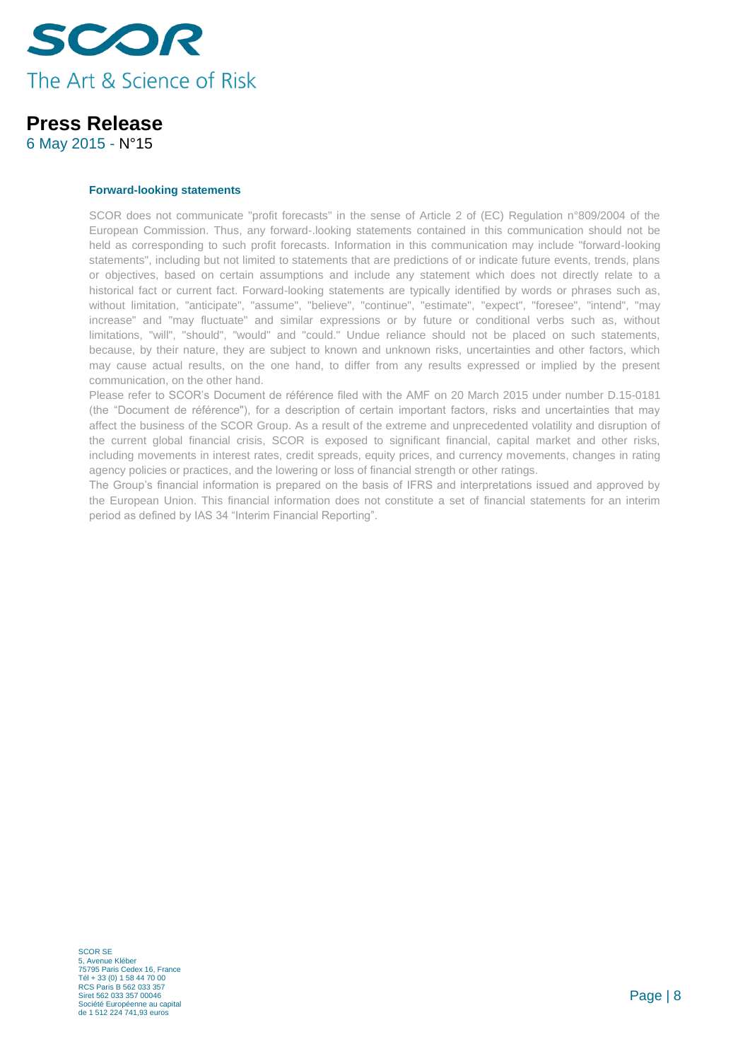# Press Release

6 May 2015 - N°15

### Forward-looking statements

SCOR does not communicate "profit forecasts" in the sense of Article 2 of (EC) Regulation n°809/2004 of the European Commission. Thus, any forward-.looking statements contained in this communication should not be held as corresponding to such profit forecasts. Information in this communication may include "forward-looking statements", including but not limited to statements that are predictions of or indicate future events, trends, plans or objectives, based on certain assumptions and include any statement which does not directly relate to a historical fact or current fact. Forward-looking statements are typically identified by words or phrases such as, without limitation, "anticipate", "assume", "believe", "continue", "estimate", "expect", "foresee", "intend", "may increase" and "may fluctuate" and similar expressions or by future or conditional verbs such as, without limitations, "will", "should", "would" and "could." Undue reliance should not be placed on such statements, because, by their nature, they are subject to known and unknown risks, uncertainties and other factors, which may cause actual results, on the one hand, to differ from any results expressed or implied by the present communication, on the other hand.

Please refer to SCOR's Document de référence filed with the AMF on 20 March 2015 under number D.15-0181 (the "Document de référence"), for a description of certain important factors, risks and uncertainties that may affect the business of the SCOR Group. As a result of the extreme and unprecedented volatility and disruption of the current global financial crisis, SCOR is exposed to significant financial, capital market and other risks, including movements in interest rates, credit spreads, equity prices, and currency movements, changes in rating agency policies or practices, and the lowering or loss of financial strength or other ratings.

The Group's financial information is prepared on the basis of IFRS and interpretations issued and approved by the European Union. This financial information does not constitute a set of financial statements for an interim period as defined by IAS 34 "Interim Financial Reporting".

SCOR SE
5, Avenue Kléber
75795 Paris Cedex 16, France
Tél + 33 (0) 1 58 44 70 00
RCS Paris B 562 033 357
Siret 562 033 357 00046
Société Européenne au capital
de 1 512 224 741,93 euros